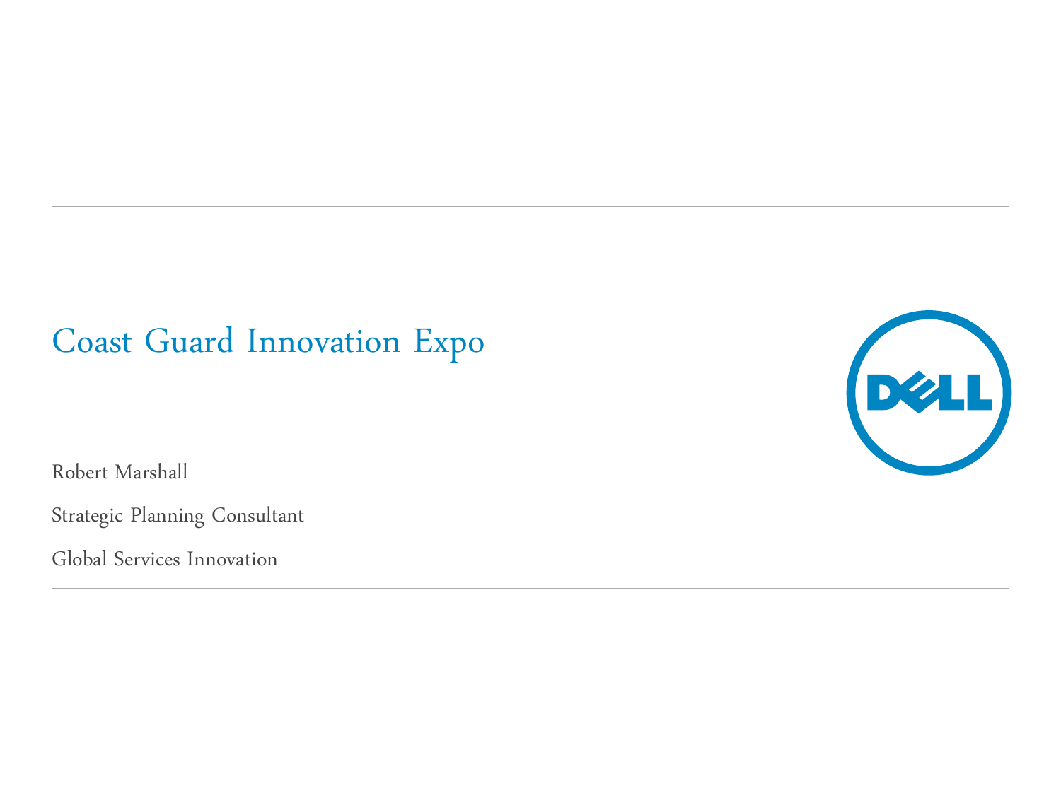# Coast Guard Innovation Expo

Robert Marshall

Strategic Planning Consultant

Global Services Innovation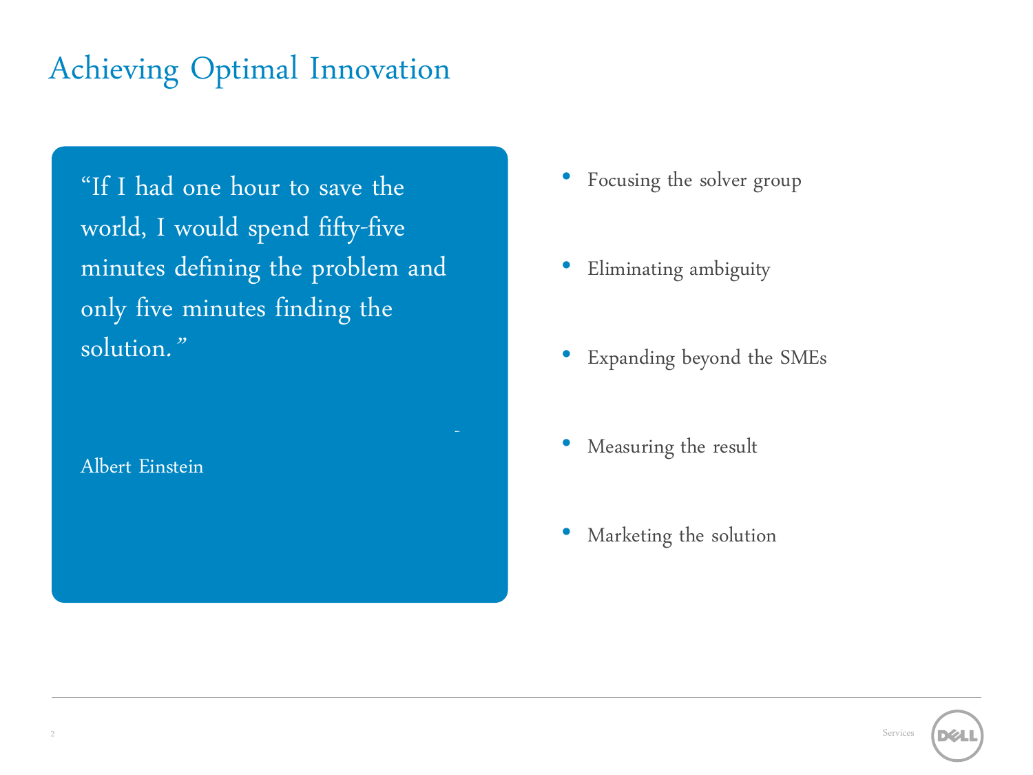# Achieving Optimal Innovation

> "If I had one hour to save the world, I would spend fifty-five minutes defining the problem and only five minutes finding the solution."
>
> \- Albert Einstein

- Focusing the solver group
- Eliminating ambiguity
- Expanding beyond the SMEs
- Measuring the result
- Marketing the solution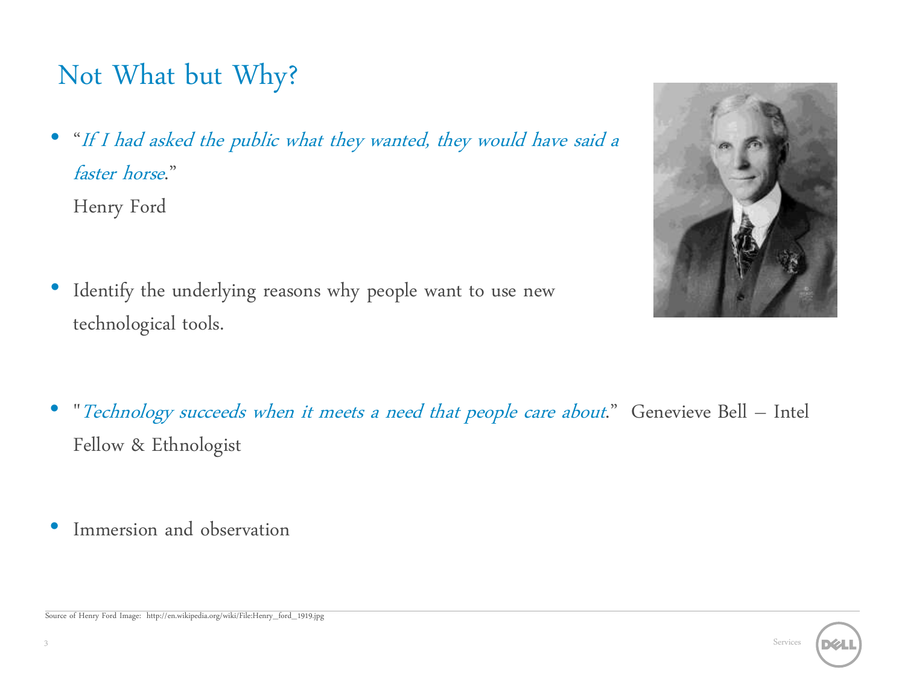# Not What but Why?

- "*If I had asked the public what they wanted, they would have said a faster horse*."

  Henry Ford

- Identify the underlying reasons why people want to use new technological tools.

- "*Technology succeeds when it meets a need that people care about*." Genevieve Bell – Intel Fellow & Ethnologist

- Immersion and observation

Source of Henry Ford Image: http://en.wikipedia.org/wiki/File:Henry_ford_1919.jpg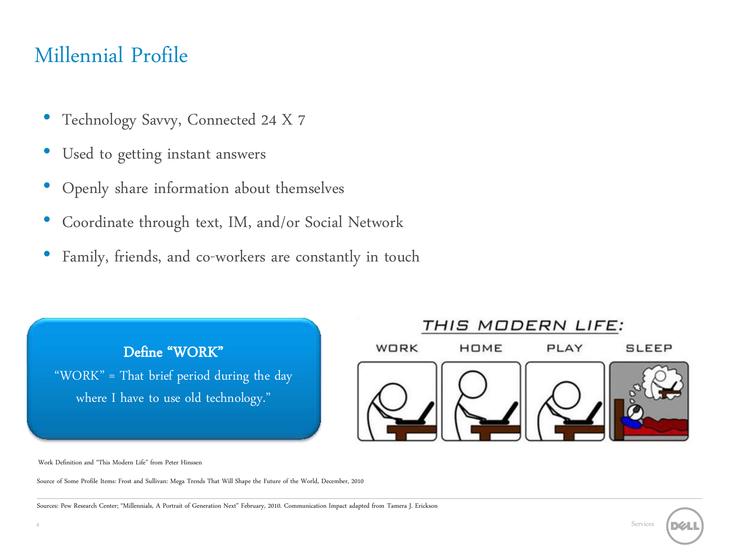# Millennial Profile

- Technology Savvy, Connected 24 X 7
- Used to getting instant answers
- Openly share information about themselves
- Coordinate through text, IM, and/or Social Network
- Family, friends, and co-workers are constantly in touch

**Define "WORK"**

"WORK" = That brief period during the day where I have to use old technology."

THIS MODERN LIFE:

WORK HOME PLAY SLEEP

Work Definition and "This Modern Life" from Peter Hinssen

Source of Some Profile Items: Frost and Sullivan: Mega Trends That Will Shape the Future of the World, December, 2010

Sources: Pew Research Center; "Millennials, A Portrait of Generation Next" February, 2010. Communication Impact adapted from Tamera J. Erickson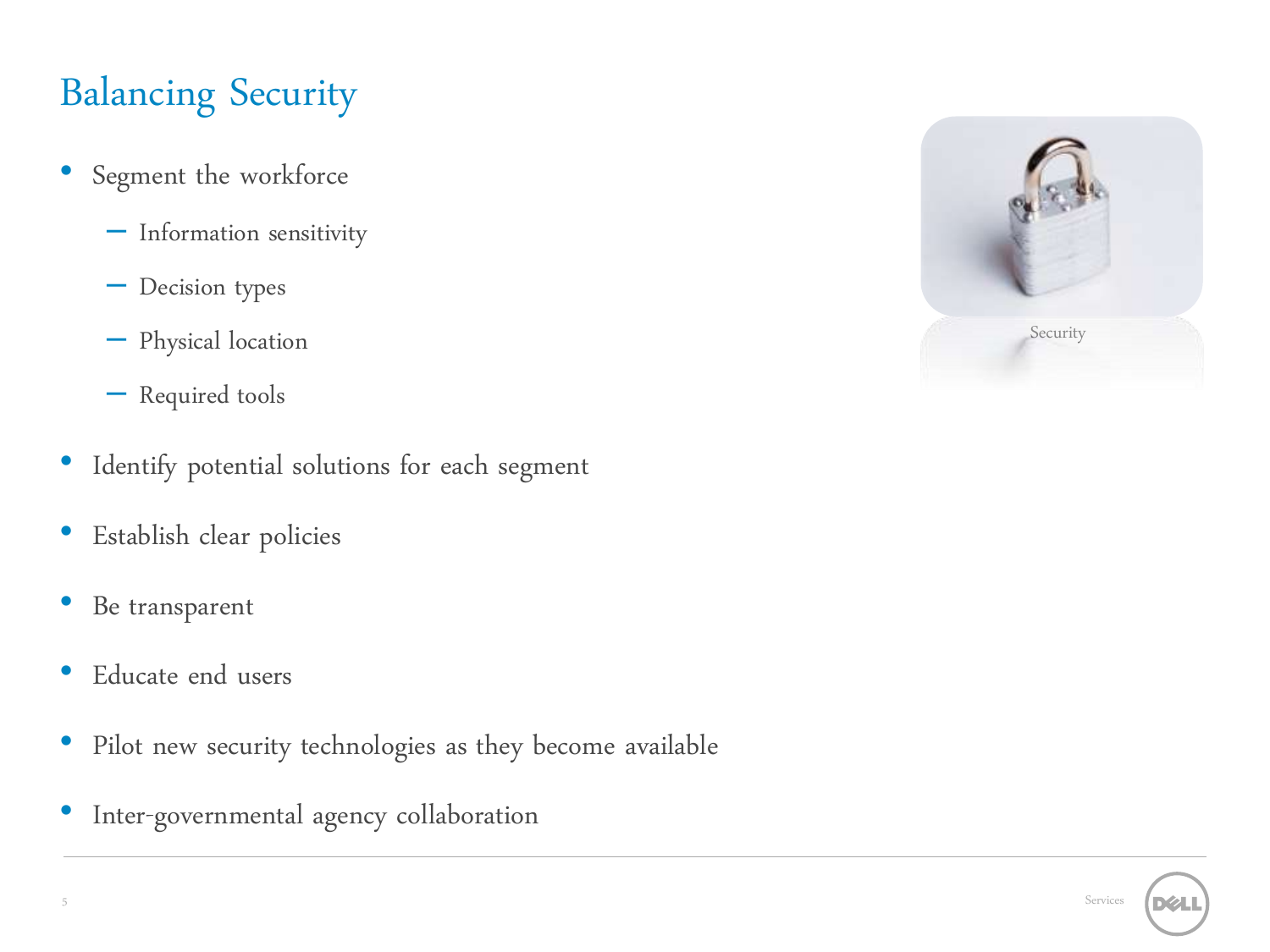# Balancing Security

- Segment the workforce
  - Information sensitivity
  - Decision types
  - Physical location
  - Required tools
- Identify potential solutions for each segment
- Establish clear policies
- Be transparent
- Educate end users
- Pilot new security technologies as they become available
- Inter-governmental agency collaboration

Security